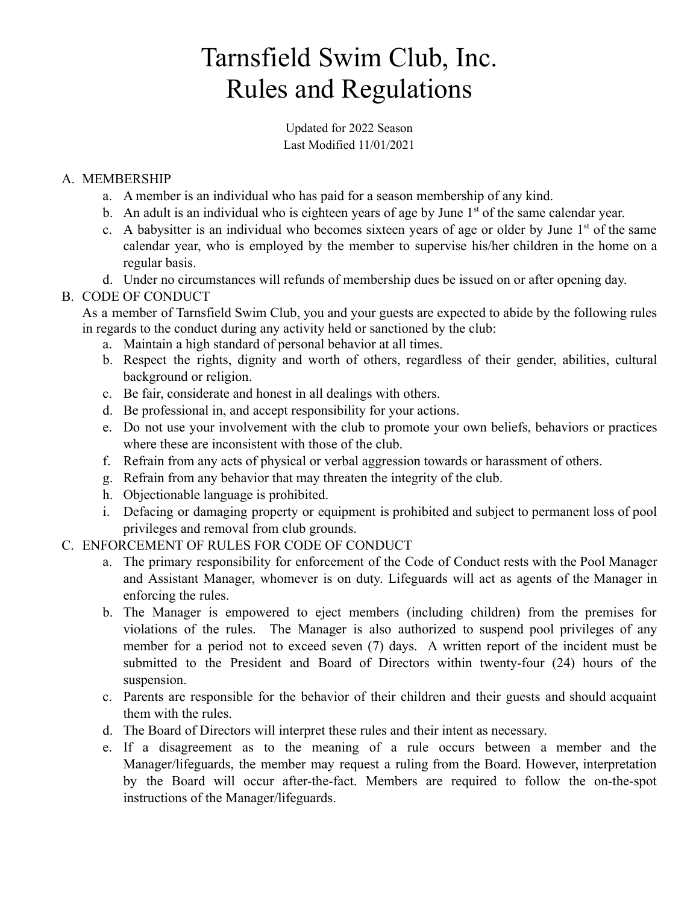# Tarnsfield Swim Club, Inc.
# Rules and Regulations

Updated for 2022 Season
Last Modified 11/01/2021

A. MEMBERSHIP
   a. A member is an individual who has paid for a season membership of any kind.
   b. An adult is an individual who is eighteen years of age by June 1st of the same calendar year.
   c. A babysitter is an individual who becomes sixteen years of age or older by June 1st of the same calendar year, who is employed by the member to supervise his/her children in the home on a regular basis.
   d. Under no circumstances will refunds of membership dues be issued on or after opening day.

B. CODE OF CONDUCT
   As a member of Tarnsfield Swim Club, you and your guests are expected to abide by the following rules in regards to the conduct during any activity held or sanctioned by the club:
   a. Maintain a high standard of personal behavior at all times.
   b. Respect the rights, dignity and worth of others, regardless of their gender, abilities, cultural background or religion.
   c. Be fair, considerate and honest in all dealings with others.
   d. Be professional in, and accept responsibility for your actions.
   e. Do not use your involvement with the club to promote your own beliefs, behaviors or practices where these are inconsistent with those of the club.
   f. Refrain from any acts of physical or verbal aggression towards or harassment of others.
   g. Refrain from any behavior that may threaten the integrity of the club.
   h. Objectionable language is prohibited.
   i. Defacing or damaging property or equipment is prohibited and subject to permanent loss of pool privileges and removal from club grounds.

C. ENFORCEMENT OF RULES FOR CODE OF CONDUCT
   a. The primary responsibility for enforcement of the Code of Conduct rests with the Pool Manager and Assistant Manager, whomever is on duty. Lifeguards will act as agents of the Manager in enforcing the rules.
   b. The Manager is empowered to eject members (including children) from the premises for violations of the rules. The Manager is also authorized to suspend pool privileges of any member for a period not to exceed seven (7) days. A written report of the incident must be submitted to the President and Board of Directors within twenty-four (24) hours of the suspension.
   c. Parents are responsible for the behavior of their children and their guests and should acquaint them with the rules.
   d. The Board of Directors will interpret these rules and their intent as necessary.
   e. If a disagreement as to the meaning of a rule occurs between a member and the Manager/lifeguards, the member may request a ruling from the Board. However, interpretation by the Board will occur after-the-fact. Members are required to follow the on-the-spot instructions of the Manager/lifeguards.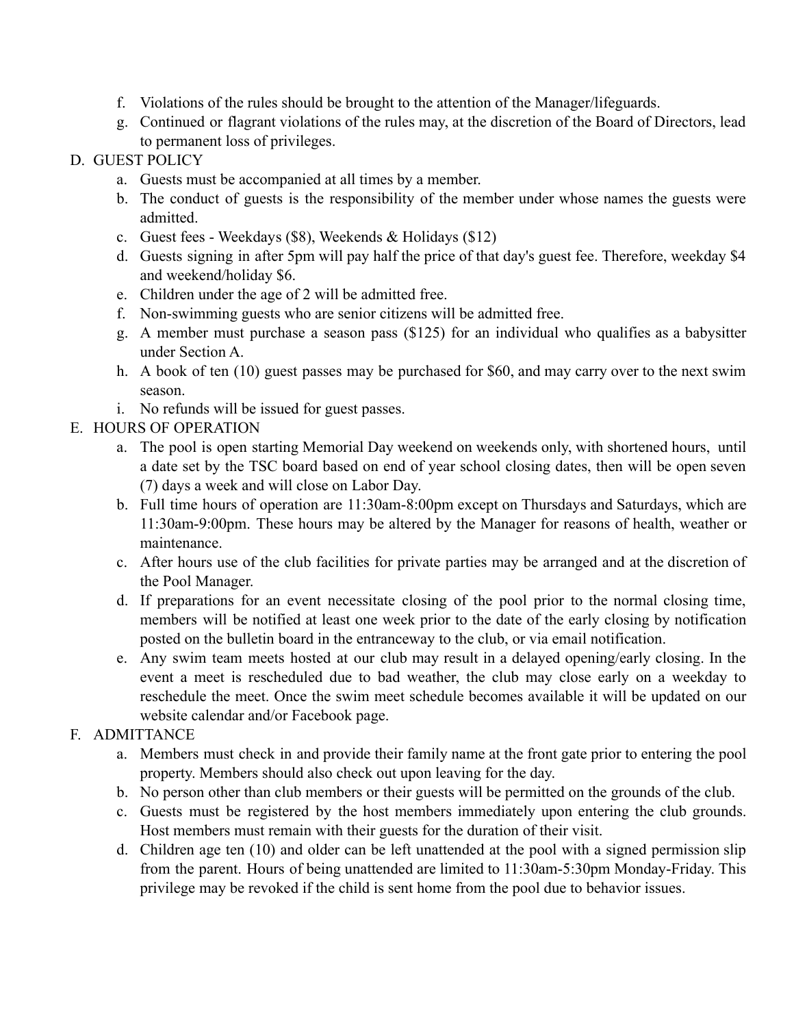f. Violations of the rules should be brought to the attention of the Manager/lifeguards.

g. Continued or flagrant violations of the rules may, at the discretion of the Board of Directors, lead to permanent loss of privileges.

D. GUEST POLICY

a. Guests must be accompanied at all times by a member.

b. The conduct of guests is the responsibility of the member under whose names the guests were admitted.

c. Guest fees - Weekdays ($8), Weekends & Holidays ($12)

d. Guests signing in after 5pm will pay half the price of that day's guest fee. Therefore, weekday $4 and weekend/holiday $6.

e. Children under the age of 2 will be admitted free.

f. Non-swimming guests who are senior citizens will be admitted free.

g. A member must purchase a season pass ($125) for an individual who qualifies as a babysitter under Section A.

h. A book of ten (10) guest passes may be purchased for $60, and may carry over to the next swim season.

i. No refunds will be issued for guest passes.

E. HOURS OF OPERATION

a. The pool is open starting Memorial Day weekend on weekends only, with shortened hours, until a date set by the TSC board based on end of year school closing dates, then will be open seven (7) days a week and will close on Labor Day.

b. Full time hours of operation are 11:30am-8:00pm except on Thursdays and Saturdays, which are 11:30am-9:00pm. These hours may be altered by the Manager for reasons of health, weather or maintenance.

c. After hours use of the club facilities for private parties may be arranged and at the discretion of the Pool Manager.

d. If preparations for an event necessitate closing of the pool prior to the normal closing time, members will be notified at least one week prior to the date of the early closing by notification posted on the bulletin board in the entranceway to the club, or via email notification.

e. Any swim team meets hosted at our club may result in a delayed opening/early closing. In the event a meet is rescheduled due to bad weather, the club may close early on a weekday to reschedule the meet. Once the swim meet schedule becomes available it will be updated on our website calendar and/or Facebook page.

F. ADMITTANCE

a. Members must check in and provide their family name at the front gate prior to entering the pool property. Members should also check out upon leaving for the day.

b. No person other than club members or their guests will be permitted on the grounds of the club.

c. Guests must be registered by the host members immediately upon entering the club grounds. Host members must remain with their guests for the duration of their visit.

d. Children age ten (10) and older can be left unattended at the pool with a signed permission slip from the parent. Hours of being unattended are limited to 11:30am-5:30pm Monday-Friday. This privilege may be revoked if the child is sent home from the pool due to behavior issues.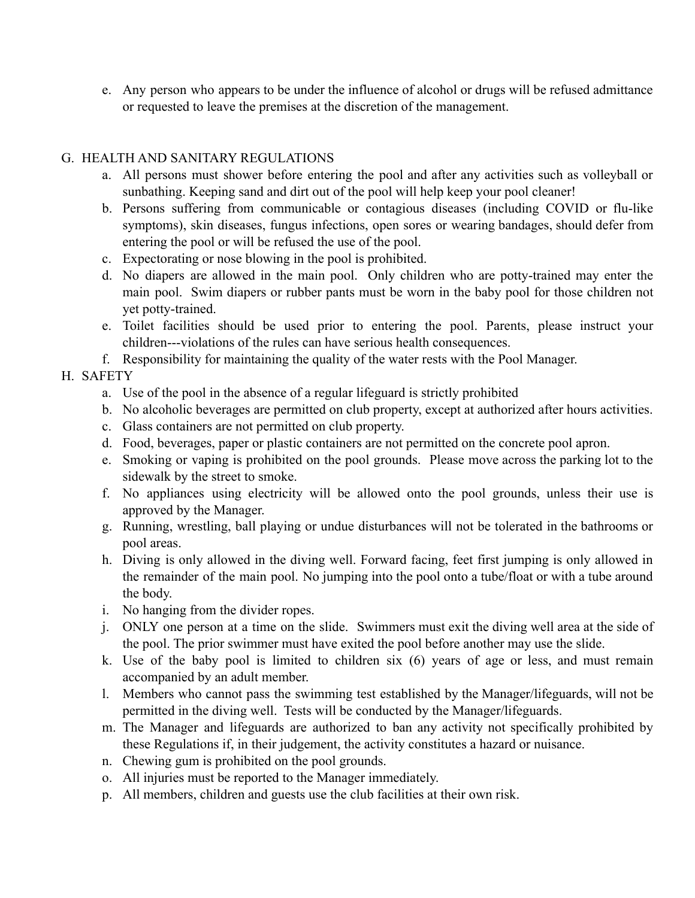e. Any person who appears to be under the influence of alcohol or drugs will be refused admittance or requested to leave the premises at the discretion of the management.

## G. HEALTH AND SANITARY REGULATIONS

a. All persons must shower before entering the pool and after any activities such as volleyball or sunbathing. Keeping sand and dirt out of the pool will help keep your pool cleaner!

b. Persons suffering from communicable or contagious diseases (including COVID or flu-like symptoms), skin diseases, fungus infections, open sores or wearing bandages, should defer from entering the pool or will be refused the use of the pool.

c. Expectorating or nose blowing in the pool is prohibited.

d. No diapers are allowed in the main pool. Only children who are potty-trained may enter the main pool. Swim diapers or rubber pants must be worn in the baby pool for those children not yet potty-trained.

e. Toilet facilities should be used prior to entering the pool. Parents, please instruct your children---violations of the rules can have serious health consequences.

f. Responsibility for maintaining the quality of the water rests with the Pool Manager.

## H. SAFETY

a. Use of the pool in the absence of a regular lifeguard is strictly prohibited

b. No alcoholic beverages are permitted on club property, except at authorized after hours activities.

c. Glass containers are not permitted on club property.

d. Food, beverages, paper or plastic containers are not permitted on the concrete pool apron.

e. Smoking or vaping is prohibited on the pool grounds. Please move across the parking lot to the sidewalk by the street to smoke.

f. No appliances using electricity will be allowed onto the pool grounds, unless their use is approved by the Manager.

g. Running, wrestling, ball playing or undue disturbances will not be tolerated in the bathrooms or pool areas.

h. Diving is only allowed in the diving well. Forward facing, feet first jumping is only allowed in the remainder of the main pool. No jumping into the pool onto a tube/float or with a tube around the body.

i. No hanging from the divider ropes.

j. ONLY one person at a time on the slide. Swimmers must exit the diving well area at the side of the pool. The prior swimmer must have exited the pool before another may use the slide.

k. Use of the baby pool is limited to children six (6) years of age or less, and must remain accompanied by an adult member.

l. Members who cannot pass the swimming test established by the Manager/lifeguards, will not be permitted in the diving well. Tests will be conducted by the Manager/lifeguards.

m. The Manager and lifeguards are authorized to ban any activity not specifically prohibited by these Regulations if, in their judgement, the activity constitutes a hazard or nuisance.

n. Chewing gum is prohibited on the pool grounds.

o. All injuries must be reported to the Manager immediately.

p. All members, children and guests use the club facilities at their own risk.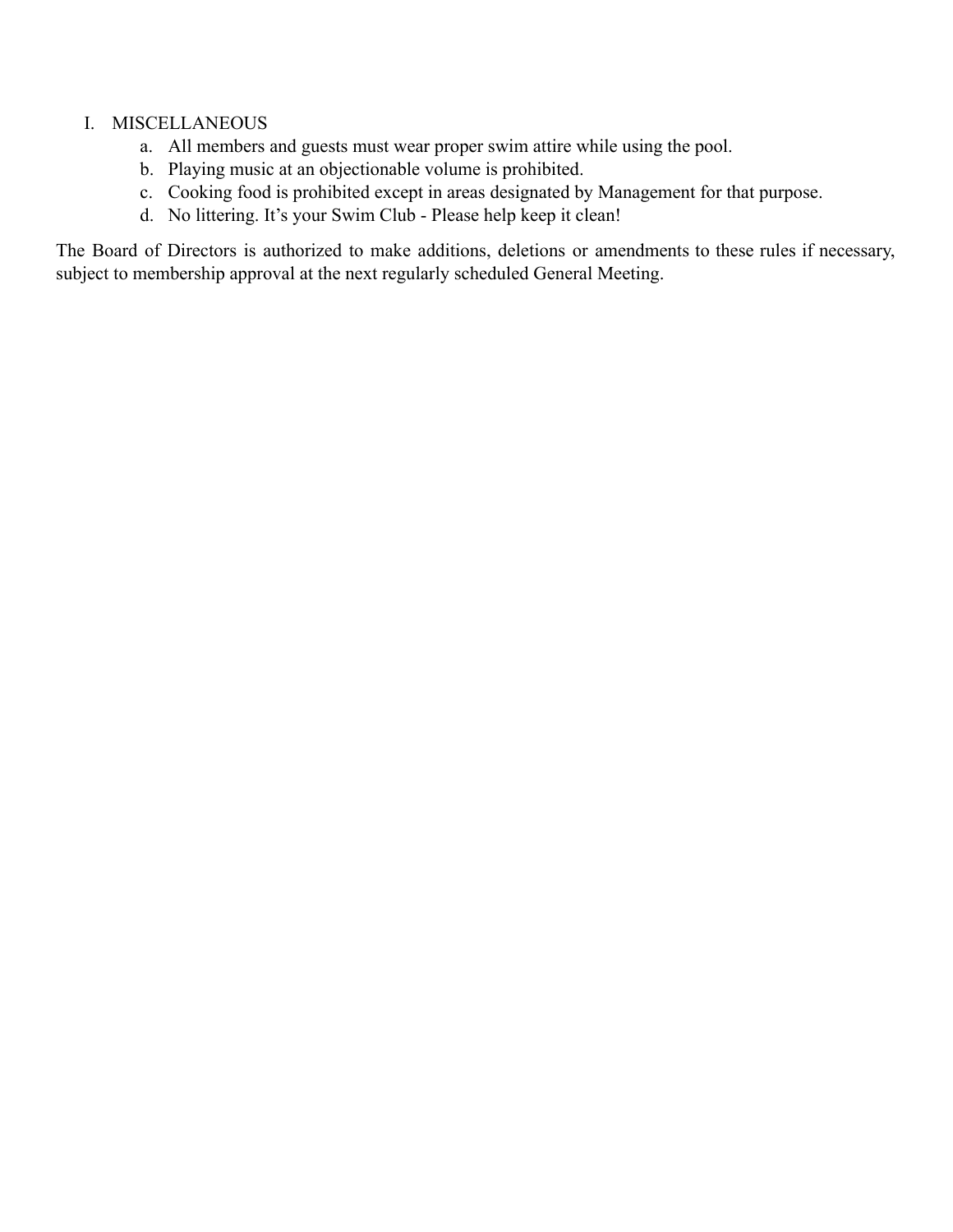I. MISCELLANEOUS
    a. All members and guests must wear proper swim attire while using the pool.
    b. Playing music at an objectionable volume is prohibited.
    c. Cooking food is prohibited except in areas designated by Management for that purpose.
    d. No littering. It's your Swim Club - Please help keep it clean!

The Board of Directors is authorized to make additions, deletions or amendments to these rules if necessary, subject to membership approval at the next regularly scheduled General Meeting.